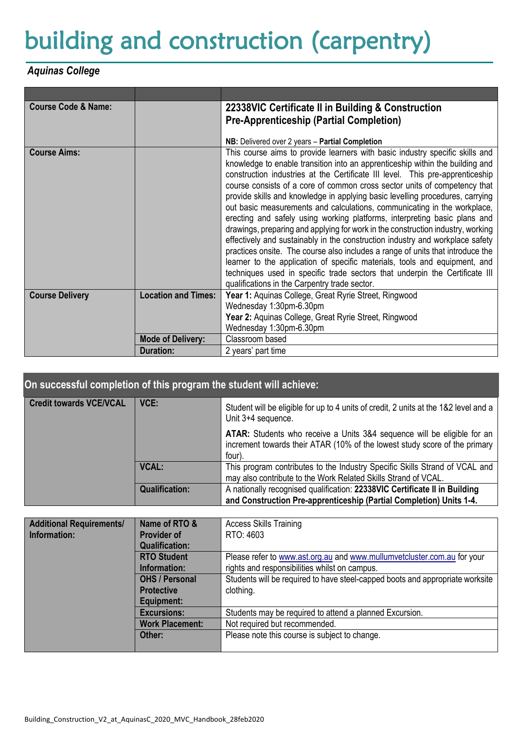# building and construction (carpentry)

***Aquinas College***

| | | |
|---|---|---|
| **Course Code & Name:** | | **22338VIC Certificate II in Building & Construction Pre-Apprenticeship (Partial Completion)**<br><br>**NB:** Delivered over 2 years – **Partial Completion** |
| **Course Aims:** | | This course aims to provide learners with basic industry specific skills and knowledge to enable transition into an apprenticeship within the building and construction industries at the Certificate III level. This pre-apprenticeship course consists of a core of common cross sector units of competency that provide skills and knowledge in applying basic levelling procedures, carrying out basic measurements and calculations, communicating in the workplace, erecting and safely using working platforms, interpreting basic plans and drawings, preparing and applying for work in the construction industry, working effectively and sustainably in the construction industry and workplace safety practices onsite. The course also includes a range of units that introduce the learner to the application of specific materials, tools and equipment, and techniques used in specific trade sectors that underpin the Certificate III qualifications in the Carpentry trade sector. |
| **Course Delivery** | **Location and Times:** | **Year 1:** Aquinas College, Great Ryrie Street, Ringwood<br>Wednesday 1:30pm-6.30pm<br>**Year 2:** Aquinas College, Great Ryrie Street, Ringwood<br>Wednesday 1:30pm-6.30pm |
| | **Mode of Delivery:** | Classroom based |
| | **Duration:** | 2 years' part time |

## On successful completion of this program the student will achieve:

| | | |
|---|---|---|
| **Credit towards VCE/VCAL** | **VCE:** | Student will be eligible for up to 4 units of credit, 2 units at the 1&2 level and a Unit 3+4 sequence.<br><br>**ATAR:** Students who receive a Units 3&4 sequence will be eligible for an increment towards their ATAR (10% of the lowest study score of the primary four). |
| | **VCAL:** | This program contributes to the Industry Specific Skills Strand of VCAL and may also contribute to the Work Related Skills Strand of VCAL. |
| | **Qualification:** | A nationally recognised qualification: **22338VIC Certificate II in Building and Construction Pre-apprenticeship (Partial Completion) Units 1-4.** |

| | | |
|---|---|---|
| **Additional Requirements/ Information:** | **Name of RTO & Provider of Qualification:** | Access Skills Training<br>RTO: 4603 |
| | **RTO Student Information:** | Please refer to www.ast.org.au and www.mullumvetcluster.com.au for your rights and responsibilities whilst on campus. |
| | **OHS / Personal Protective Equipment:** | Students will be required to have steel-capped boots and appropriate worksite clothing. |
| | **Excursions:** | Students may be required to attend a planned Excursion. |
| | **Work Placement:** | Not required but recommended. |
| | **Other:** | Please note this course is subject to change. |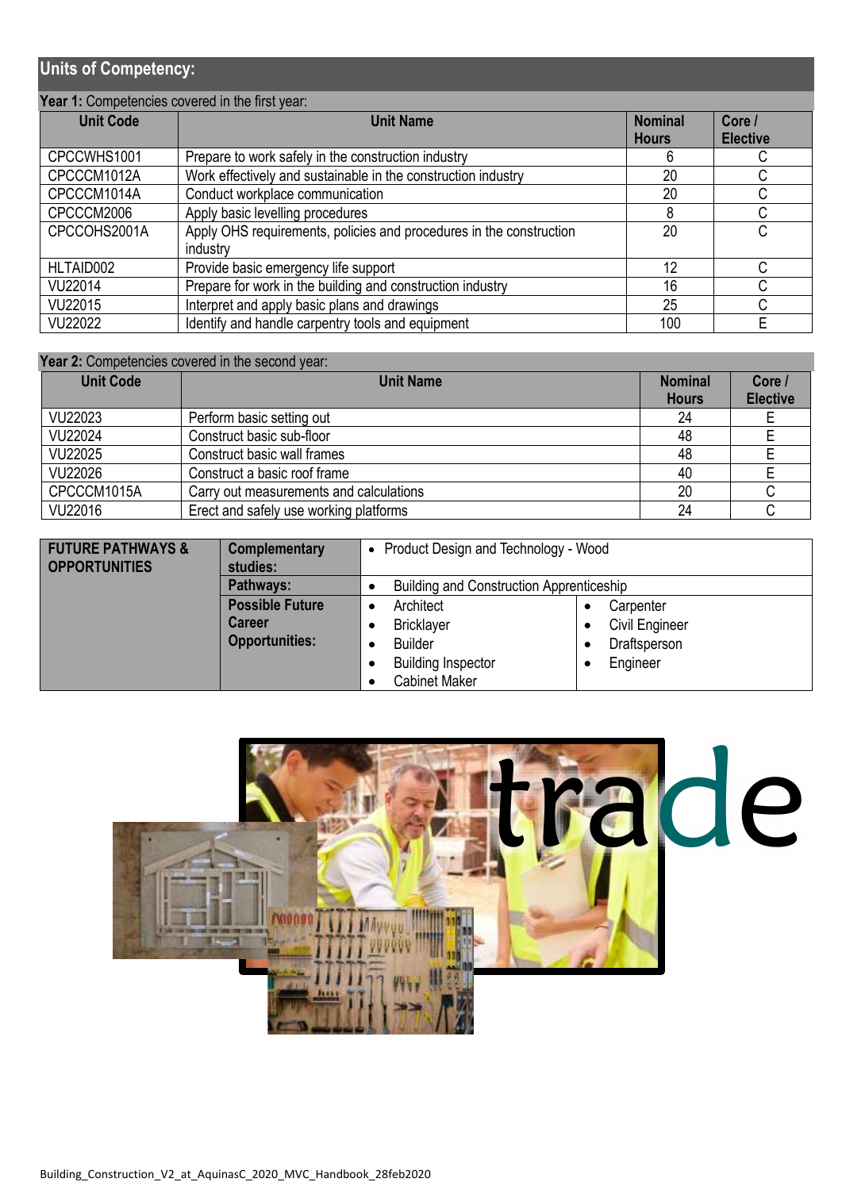## Units of Competency:

**Year 1:** Competencies covered in the first year:

| Unit Code | Unit Name | Nominal Hours | Core / Elective |
|---|---|---|---|
| CPCCWHS1001 | Prepare to work safely in the construction industry | 6 | C |
| CPCCCM1012A | Work effectively and sustainable in the construction industry | 20 | C |
| CPCCCM1014A | Conduct workplace communication | 20 | C |
| CPCCCM2006 | Apply basic levelling procedures | 8 | C |
| CPCCOHS2001A | Apply OHS requirements, policies and procedures in the construction industry | 20 | C |
| HLTAID002 | Provide basic emergency life support | 12 | C |
| VU22014 | Prepare for work in the building and construction industry | 16 | C |
| VU22015 | Interpret and apply basic plans and drawings | 25 | C |
| VU22022 | Identify and handle carpentry tools and equipment | 100 | E |

**Year 2:** Competencies covered in the second year:

| Unit Code | Unit Name | Nominal Hours | Core / Elective |
|---|---|---|---|
| VU22023 | Perform basic setting out | 24 | E |
| VU22024 | Construct basic sub-floor | 48 | E |
| VU22025 | Construct basic wall frames | 48 | E |
| VU22026 | Construct a basic roof frame | 40 | E |
| CPCCCM1015A | Carry out measurements and calculations | 20 | C |
| VU22016 | Erect and safely use working platforms | 24 | C |

| | | | |
|---|---|---|---|
| **FUTURE PATHWAYS & OPPORTUNITIES** | **Complementary studies:** | • Product Design and Technology - Wood | |
| | **Pathways:** | • Building and Construction Apprenticeship | |
| | **Possible Future Career Opportunities:** | • Architect<br>• Bricklayer<br>• Builder<br>• Building Inspector<br>• Cabinet Maker | • Carpenter<br>• Civil Engineer<br>• Draftsperson<br>• Engineer |

trade